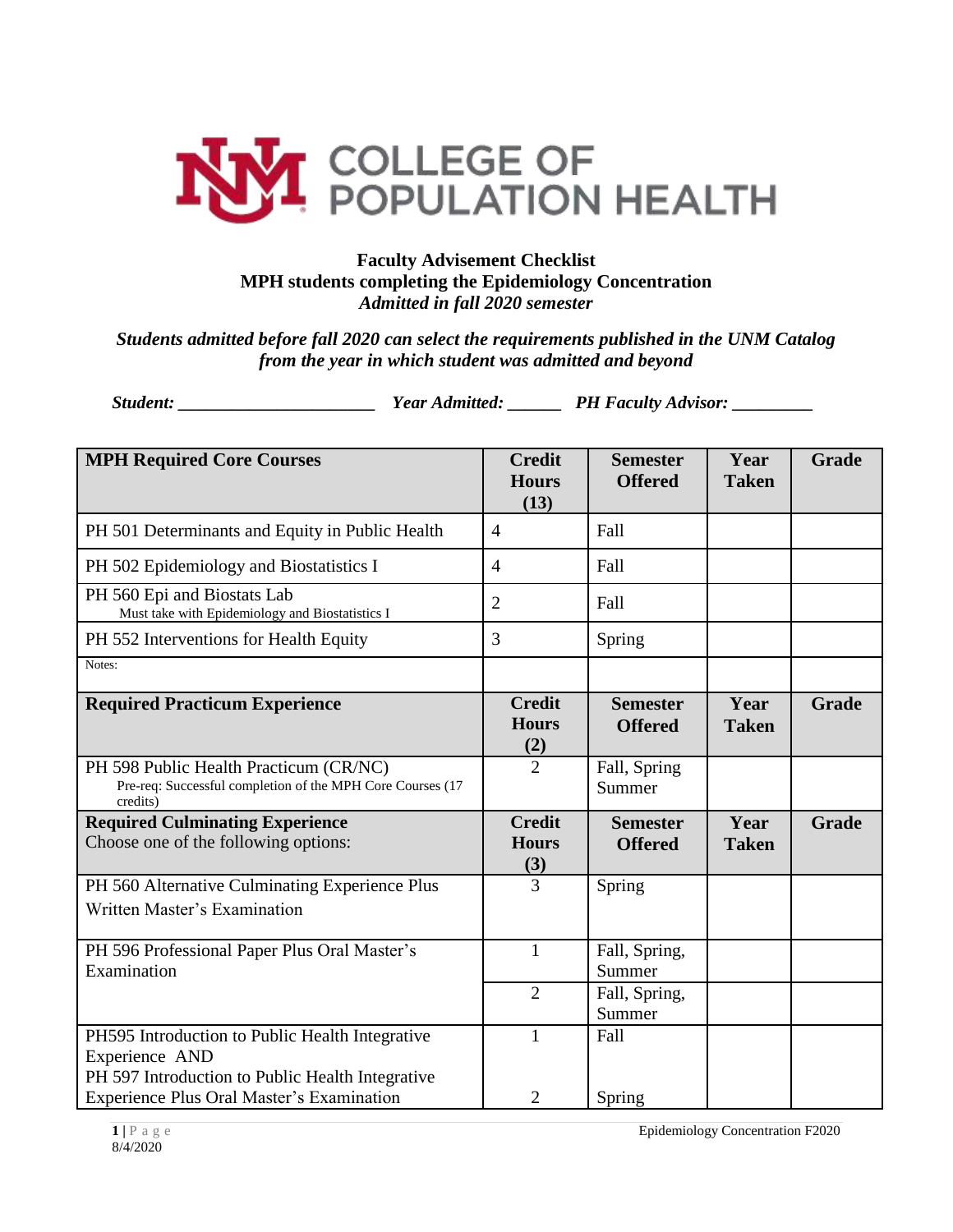# COLLEGE OF POPULATION HEALTH

**Faculty Advisement Checklist**
**MPH students completing the Epidemiology Concentration**
***Admitted in fall 2020 semester***

***Students admitted before fall 2020 can select the requirements published in the UNM Catalog from the year in which student was admitted and beyond***

***Student: _______________________ Year Admitted: ______ PH Faculty Advisor: _________***

| MPH Required Core Courses | Credit Hours (13) | Semester Offered | Year Taken | Grade |
|---|---|---|---|---|
| PH 501 Determinants and Equity in Public Health | 4 | Fall | | |
| PH 502 Epidemiology and Biostatistics I | 4 | Fall | | |
| PH 560 Epi and Biostats Lab<br>Must take with Epidemiology and Biostatistics I | 2 | Fall | | |
| PH 552 Interventions for Health Equity | 3 | Spring | | |
| Notes: | | | | |
| **Required Practicum Experience** | **Credit Hours (2)** | **Semester Offered** | **Year Taken** | **Grade** |
| PH 598 Public Health Practicum (CR/NC)<br>Pre-req: Successful completion of the MPH Core Courses (17 credits) | 2 | Fall, Spring Summer | | |
| **Required Culminating Experience**<br>Choose one of the following options: | **Credit Hours (3)** | **Semester Offered** | **Year Taken** | **Grade** |
| PH 560 Alternative Culminating Experience Plus Written Master's Examination | 3 | Spring | | |
| PH 596 Professional Paper Plus Oral Master's Examination | 1 | Fall, Spring, Summer | | |
| | 2 | Fall, Spring, Summer | | |
| PH595 Introduction to Public Health Integrative Experience AND<br>PH 597 Introduction to Public Health Integrative Experience Plus Oral Master's Examination | 1<br>2 | Fall<br>Spring | | |

8/4/2020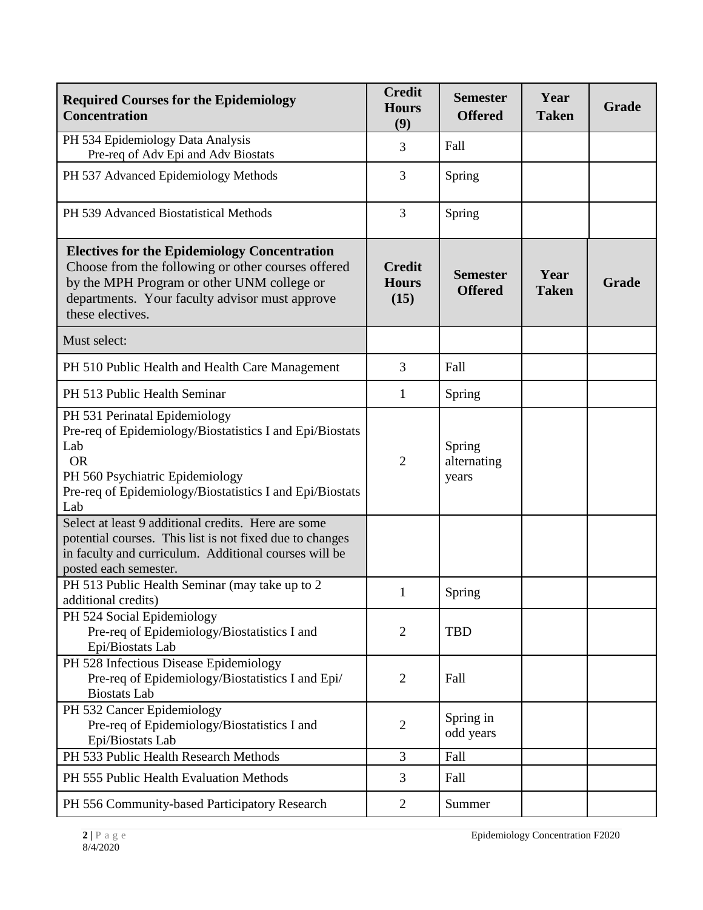| **Required Courses for the Epidemiology Concentration** | **Credit Hours (9)** | **Semester Offered** | **Year Taken** | **Grade** |
|---|---|---|---|---|
| PH 534 Epidemiology Data Analysis<br>Pre-req of Adv Epi and Adv Biostats | 3 | Fall | | |
| PH 537 Advanced Epidemiology Methods | 3 | Spring | | |
| PH 539 Advanced Biostatistical Methods | 3 | Spring | | |

| **Electives for the Epidemiology Concentration**<br>Choose from the following or other courses offered by the MPH Program or other UNM college or departments. Your faculty advisor must approve these electives. | **Credit Hours (15)** | **Semester Offered** | **Year Taken** | **Grade** |
|---|---|---|---|---|
| Must select: | | | | |
| PH 510 Public Health and Health Care Management | 3 | Fall | | |
| PH 513 Public Health Seminar | 1 | Spring | | |
| PH 531 Perinatal Epidemiology<br>Pre-req of Epidemiology/Biostatistics I and Epi/Biostats Lab<br>OR<br>PH 560 Psychiatric Epidemiology<br>Pre-req of Epidemiology/Biostatistics I and Epi/Biostats Lab | 2 | Spring alternating years | | |
| Select at least 9 additional credits. Here are some potential courses. This list is not fixed due to changes in faculty and curriculum. Additional courses will be posted each semester. | | | | |
| PH 513 Public Health Seminar (may take up to 2 additional credits) | 1 | Spring | | |
| PH 524 Social Epidemiology<br>Pre-req of Epidemiology/Biostatistics I and Epi/Biostats Lab | 2 | TBD | | |
| PH 528 Infectious Disease Epidemiology<br>Pre-req of Epidemiology/Biostatistics I and Epi/Biostats Lab | 2 | Fall | | |
| PH 532 Cancer Epidemiology<br>Pre-req of Epidemiology/Biostatistics I and Epi/Biostats Lab | 2 | Spring in odd years | | |
| PH 533 Public Health Research Methods | 3 | Fall | | |
| PH 555 Public Health Evaluation Methods | 3 | Fall | | |
| PH 556 Community-based Participatory Research | 2 | Summer | | |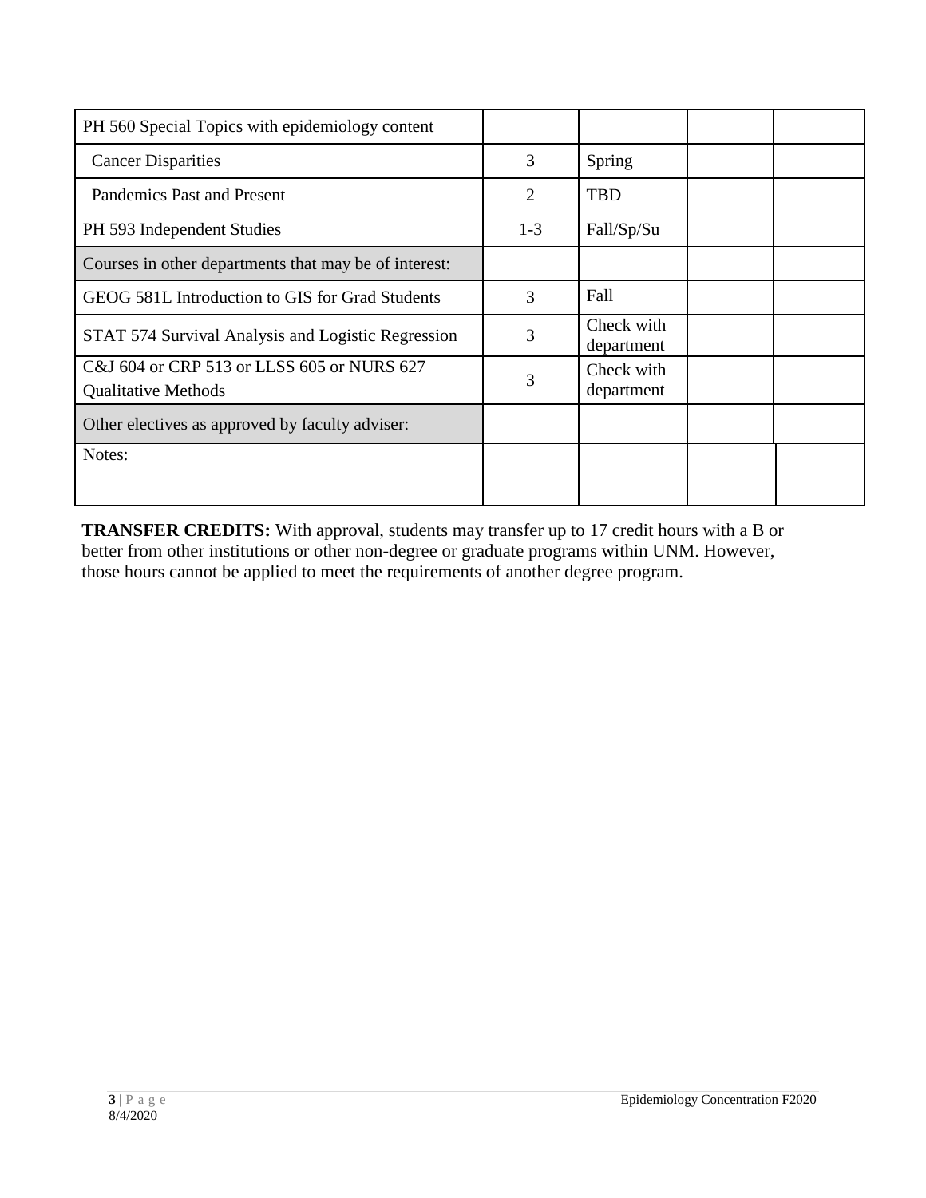| | | | | |
|---|---|---|---|---|
| PH 560 Special Topics with epidemiology content | | | | |
| Cancer Disparities | 3 | Spring | | |
| Pandemics Past and Present | 2 | TBD | | |
| PH 593 Independent Studies | 1-3 | Fall/Sp/Su | | |
| Courses in other departments that may be of interest: | | | | |
| GEOG 581L Introduction to GIS for Grad Students | 3 | Fall | | |
| STAT 574 Survival Analysis and Logistic Regression | 3 | Check with department | | |
| C&J 604 or CRP 513 or LLSS 605 or NURS 627 Qualitative Methods | 3 | Check with department | | |
| Other electives as approved by faculty adviser: | | | | |
| Notes: | | | | |

**TRANSFER CREDITS:** With approval, students may transfer up to 17 credit hours with a B or better from other institutions or other non-degree or graduate programs within UNM. However, those hours cannot be applied to meet the requirements of another degree program.